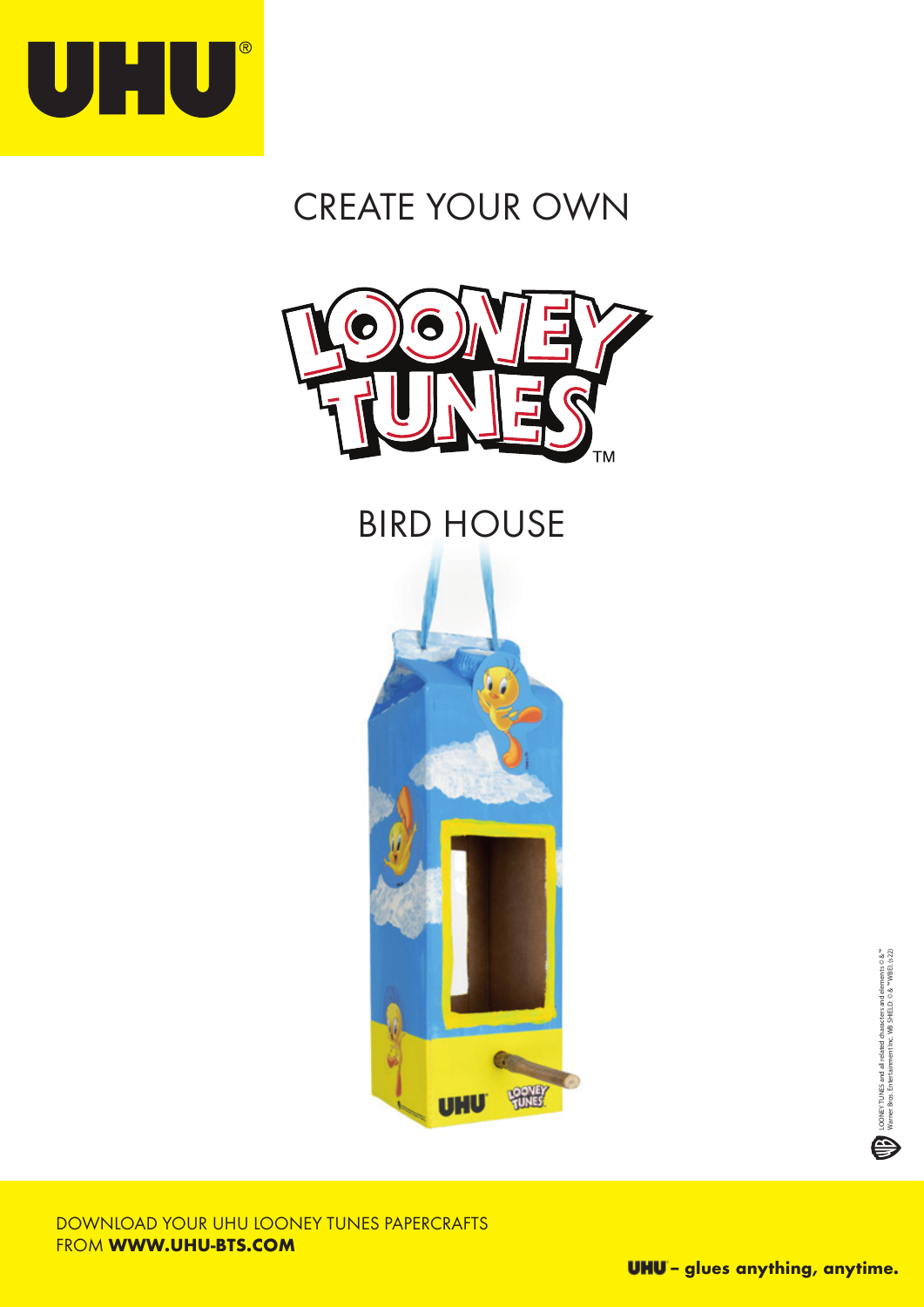UHU®

# CREATE YOUR OWN

LOONEY TUNES™

# BIRD HOUSE

LOONEY TUNES and all related characters and elements © & ™ Warner Bros. Entertainment Inc. WB SHIELD: © & ™ WBEI. (s22)

DOWNLOAD YOUR UHU LOONEY TUNES PAPERCRAFTS FROM **WWW.UHU-BTS.COM**

**UHU® – glues anything, anytime.**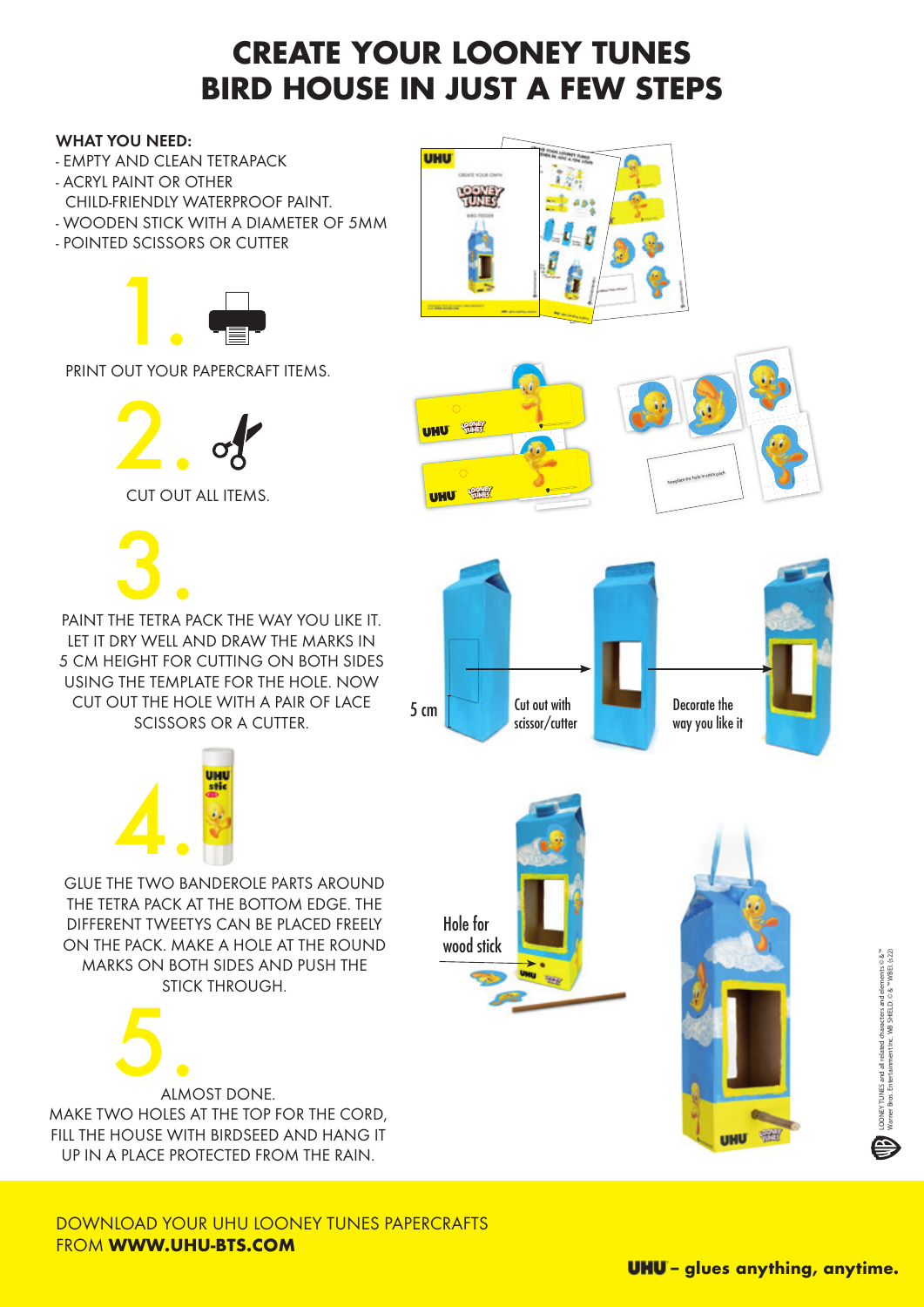# CREATE YOUR LOONEY TUNES BIRD HOUSE IN JUST A FEW STEPS

**WHAT YOU NEED:**

- EMPTY AND CLEAN TETRAPACK
- ACRYL PAINT OR OTHER CHILD-FRIENDLY WATERPROOF PAINT.
- WOODEN STICK WITH A DIAMETER OF 5MM
- POINTED SCISSORS OR CUTTER

## 1.

PRINT OUT YOUR PAPERCRAFT ITEMS.

## 2.

CUT OUT ALL ITEMS.

## 3.

PAINT THE TETRA PACK THE WAY YOU LIKE IT. LET IT DRY WELL AND DRAW THE MARKS IN 5 CM HEIGHT FOR CUTTING ON BOTH SIDES USING THE TEMPLATE FOR THE HOLE. NOW CUT OUT THE HOLE WITH A PAIR OF LACE SCISSORS OR A CUTTER.

5 cm

Cut out with scissor/cutter

Decorate the way you like it

## 4.

GLUE THE TWO BANDEROLE PARTS AROUND THE TETRA PACK AT THE BOTTOM EDGE. THE DIFFERENT TWEETYS CAN BE PLACED FREELY ON THE PACK. MAKE A HOLE AT THE ROUND MARKS ON BOTH SIDES AND PUSH THE STICK THROUGH.

Hole for wood stick

## 5.

ALMOST DONE.
MAKE TWO HOLES AT THE TOP FOR THE CORD, FILL THE HOUSE WITH BIRDSEED AND HANG IT UP IN A PLACE PROTECTED FROM THE RAIN.

LOONEY TUNES and all related characters and elements © & ™ Warner Bros. Entertainment Inc. WB SHIELD: © & ™ WBEI. (s22)

DOWNLOAD YOUR UHU LOONEY TUNES PAPERCRAFTS FROM **WWW.UHU-BTS.COM**

**UHU – glues anything, anytime.**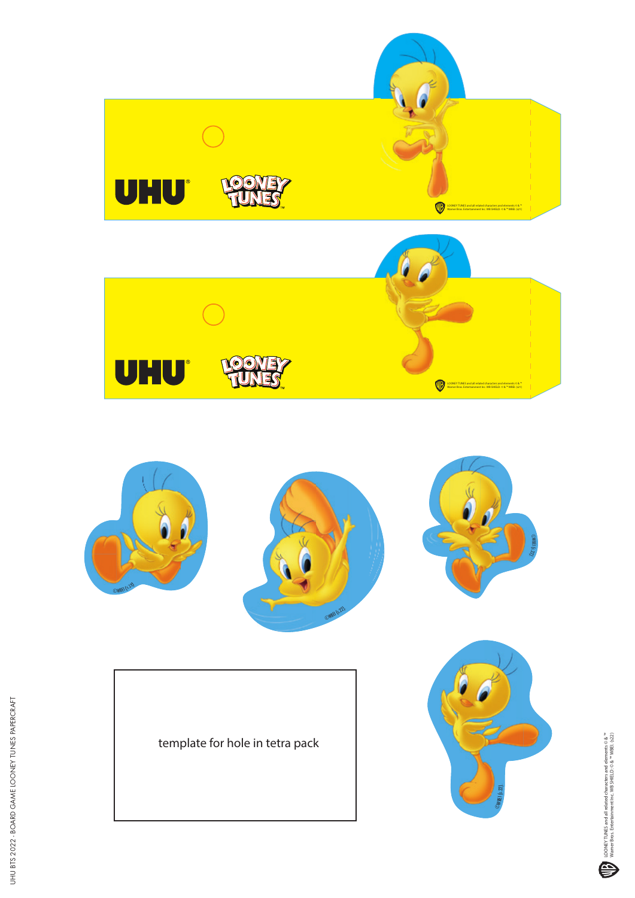UHU

LOONEY TUNES

LOONEY TUNES and all related characters and elements © & ™ Warner Bros. Entertainment Inc. WB SHIELD © & ™ WBEI. (s21)

UHU

LOONEY TUNES

LOONEY TUNES and all related characters and elements © & ™ Warner Bros. Entertainment Inc. WB SHIELD © & ™ WBEI. (s21)

©WBEI (s22)

©WBEI (s22)

©WBEI (s22)

template for hole in tetra pack

©WBEI (s22)

UHU BTS 2022 - BOARD GAME LOONEY TUNES PAPERCRAFT

LOONEY TUNES and all related characters and elements © & ™ Warner Bros. Entertainment Inc. WB SHIELD © & ™ WBEI. (s22)